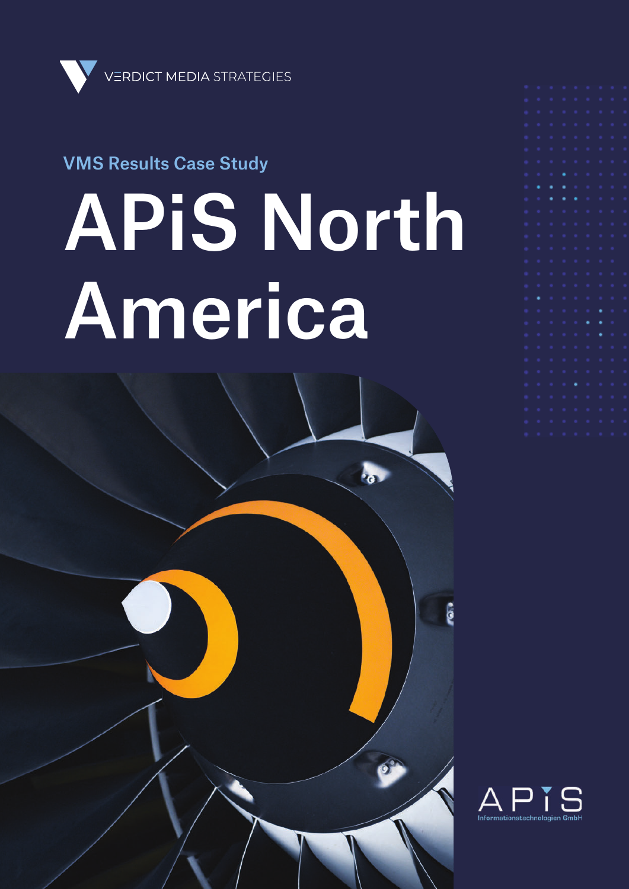VERDICT MEDIA STRATEGIES

VMS Results Case Study

# APiS North America

APIS Informationstechnologien GmbH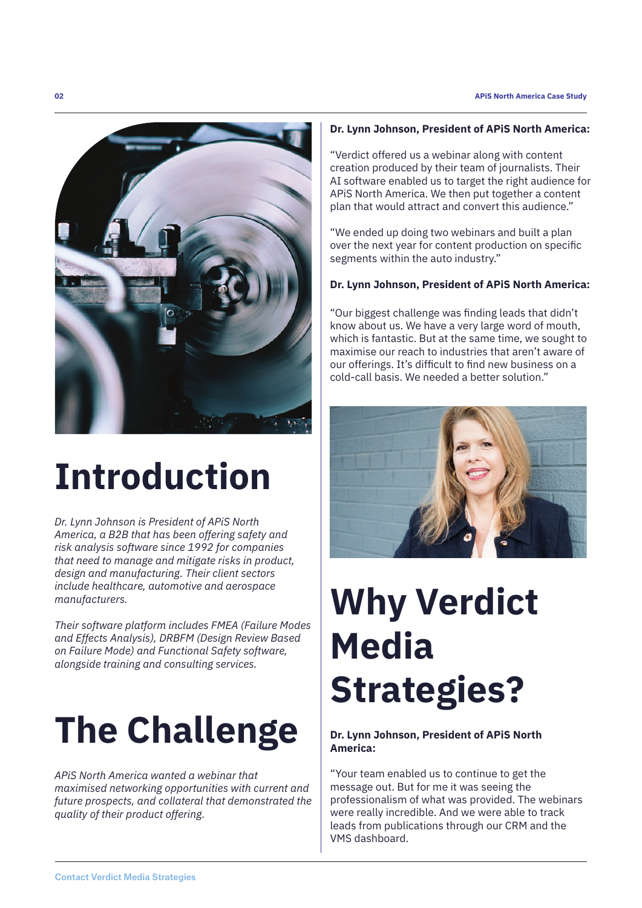# Introduction

*Dr. Lynn Johnson is President of APiS North America, a B2B that has been offering safety and risk analysis software since 1992 for companies that need to manage and mitigate risks in product, design and manufacturing. Their client sectors include healthcare, automotive and aerospace manufacturers.*

*Their software platform includes FMEA (Failure Modes and Effects Analysis), DRBFM (Design Review Based on Failure Mode) and Functional Safety software, alongside training and consulting services.*

# The Challenge

*APiS North America wanted a webinar that maximised networking opportunities with current and future prospects, and collateral that demonstrated the quality of their product offering.*

**Dr. Lynn Johnson, President of APiS North America:**

"Verdict offered us a webinar along with content creation produced by their team of journalists. Their AI software enabled us to target the right audience for APiS North America. We then put together a content plan that would attract and convert this audience."

"We ended up doing two webinars and built a plan over the next year for content production on specific segments within the auto industry."

**Dr. Lynn Johnson, President of APiS North America:**

"Our biggest challenge was finding leads that didn't know about us. We have a very large word of mouth, which is fantastic. But at the same time, we sought to maximise our reach to industries that aren't aware of our offerings. It's difficult to find new business on a cold-call basis. We needed a better solution."

# Why Verdict Media Strategies?

**Dr. Lynn Johnson, President of APiS North America:**

"Your team enabled us to continue to get the message out. But for me it was seeing the professionalism of what was provided. The webinars were really incredible. And we were able to track leads from publications through our CRM and the VMS dashboard.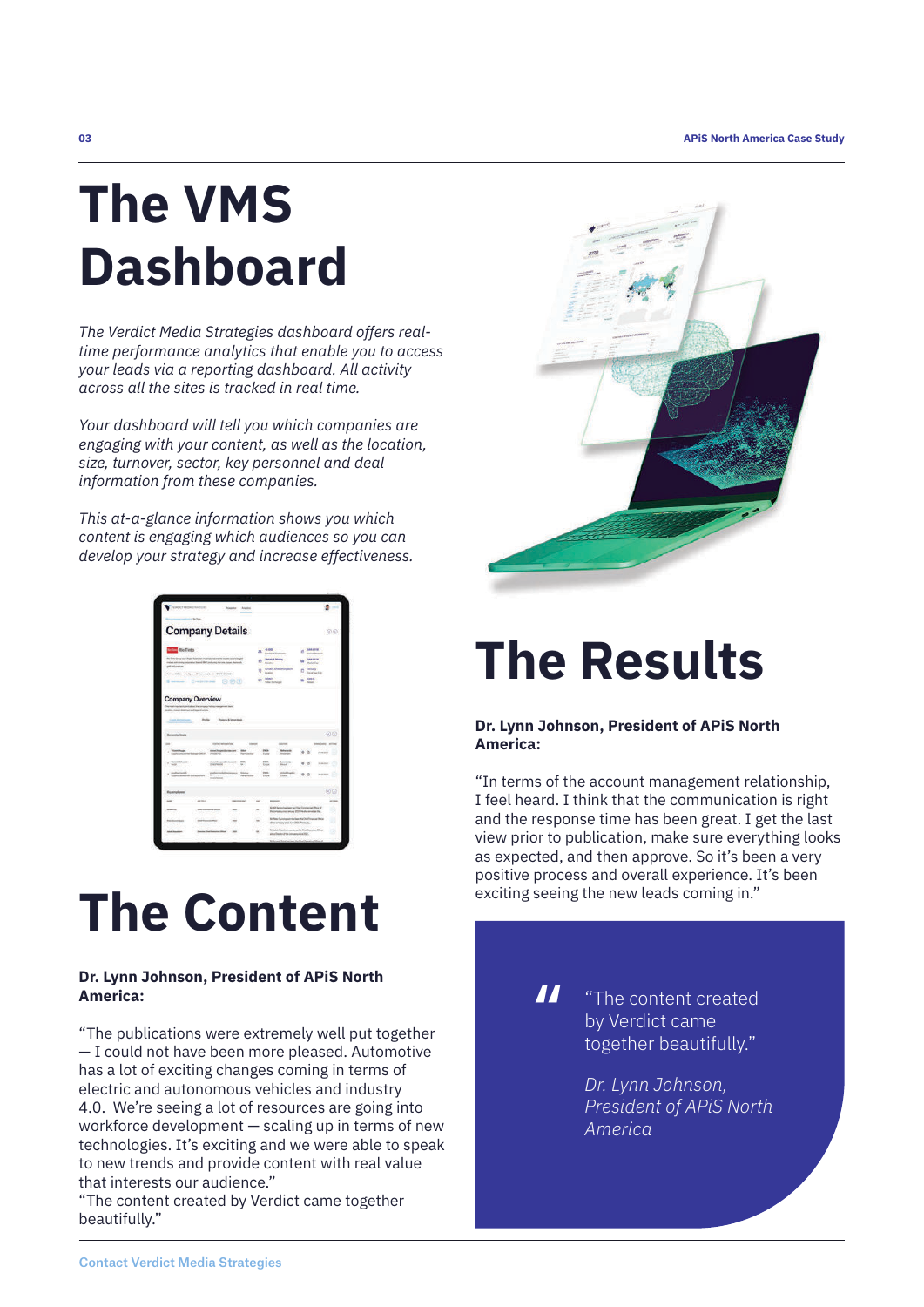# The VMS Dashboard

*The Verdict Media Strategies dashboard offers real-time performance analytics that enable you to access your leads via a reporting dashboard. All activity across all the sites is tracked in real time.*

*Your dashboard will tell you which companies are engaging with your content, as well as the location, size, turnover, sector, key personnel and deal information from these companies.*

*This at-a-glance information shows you which content is engaging which audiences so you can develop your strategy and increase effectiveness.*

# The Content

**Dr. Lynn Johnson, President of APiS North America:**

"The publications were extremely well put together — I could not have been more pleased. Automotive has a lot of exciting changes coming in terms of electric and autonomous vehicles and industry 4.0. We're seeing a lot of resources are going into workforce development — scaling up in terms of new technologies. It's exciting and we were able to speak to new trends and provide content with real value that interests our audience."
"The content created by Verdict came together beautifully."

# The Results

**Dr. Lynn Johnson, President of APiS North America:**

"In terms of the account management relationship, I feel heard. I think that the communication is right and the response time has been great. I get the last view prior to publication, make sure everything looks as expected, and then approve. So it's been a very positive process and overall experience. It's been exciting seeing the new leads coming in."

> "The content created by Verdict came together beautifully."
>
> *Dr. Lynn Johnson, President of APiS North America*

Contact Verdict Media Strategies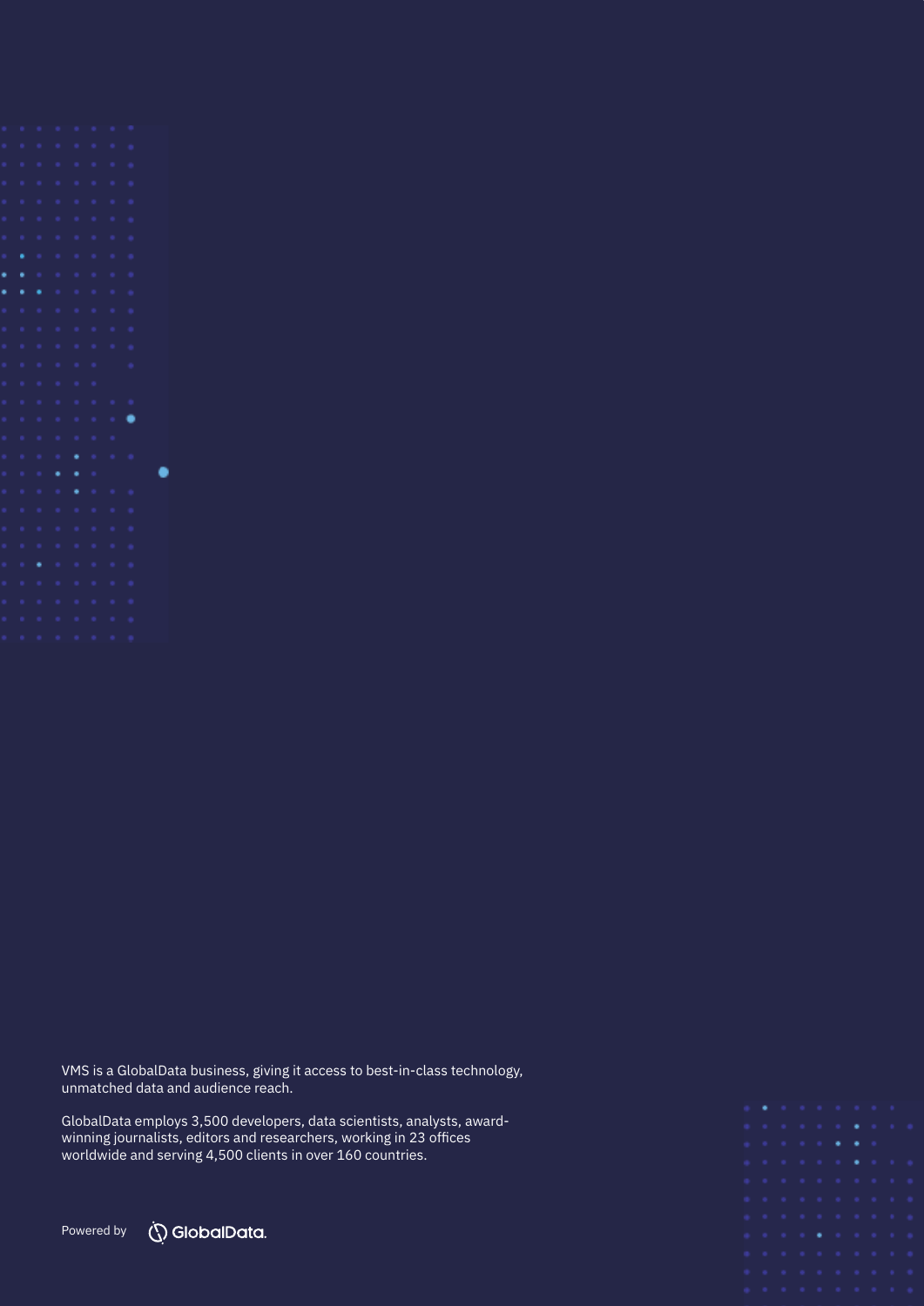VMS is a GlobalData business, giving it access to best-in-class technology, unmatched data and audience reach.

GlobalData employs 3,500 developers, data scientists, analysts, award-winning journalists, editors and researchers, working in 23 offices worldwide and serving 4,500 clients in over 160 countries.

Powered by GlobalData.